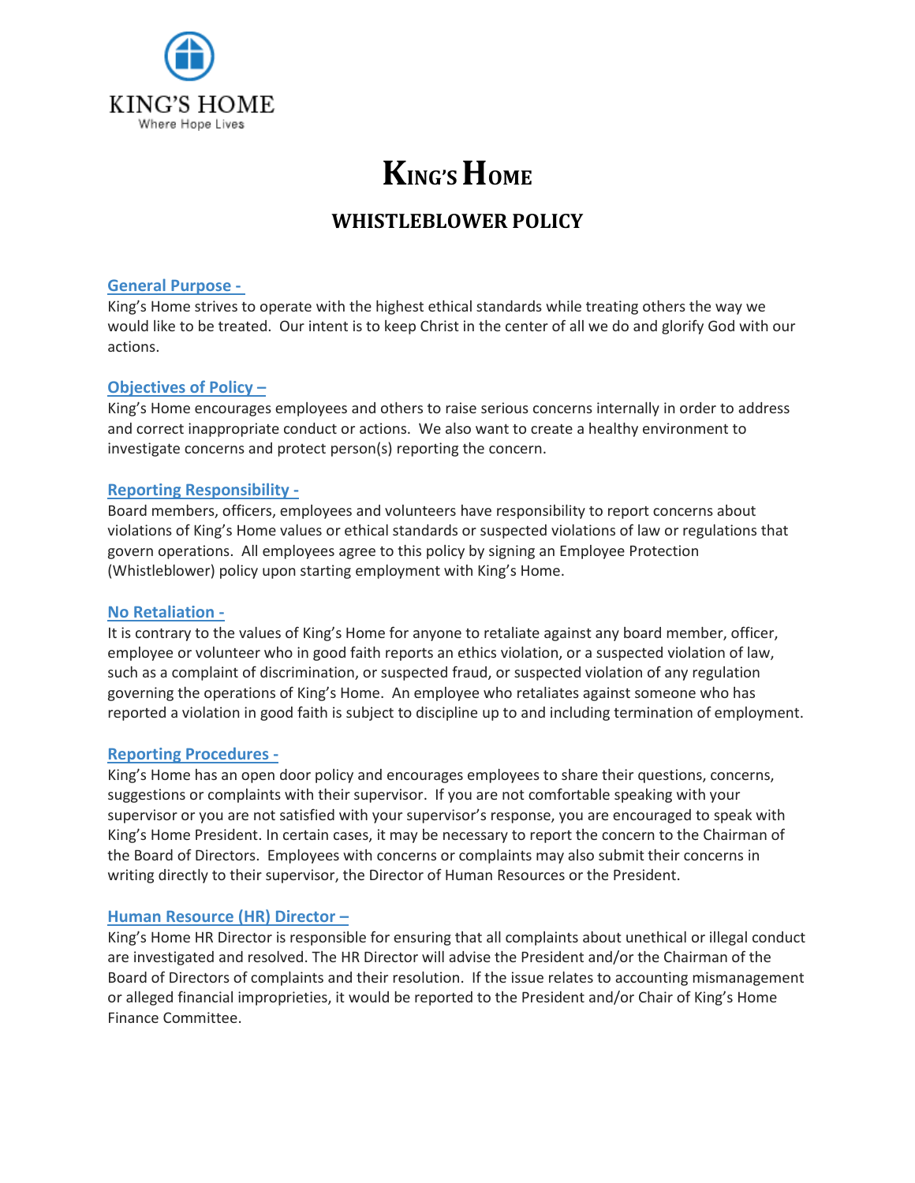KING'S HOME
Where Hope Lives

# KING'S HOME

## WHISTLEBLOWER POLICY

### General Purpose -

King's Home strives to operate with the highest ethical standards while treating others the way we would like to be treated. Our intent is to keep Christ in the center of all we do and glorify God with our actions.

### Objectives of Policy –

King's Home encourages employees and others to raise serious concerns internally in order to address and correct inappropriate conduct or actions. We also want to create a healthy environment to investigate concerns and protect person(s) reporting the concern.

### Reporting Responsibility -

Board members, officers, employees and volunteers have responsibility to report concerns about violations of King's Home values or ethical standards or suspected violations of law or regulations that govern operations. All employees agree to this policy by signing an Employee Protection (Whistleblower) policy upon starting employment with King's Home.

### No Retaliation -

It is contrary to the values of King's Home for anyone to retaliate against any board member, officer, employee or volunteer who in good faith reports an ethics violation, or a suspected violation of law, such as a complaint of discrimination, or suspected fraud, or suspected violation of any regulation governing the operations of King's Home. An employee who retaliates against someone who has reported a violation in good faith is subject to discipline up to and including termination of employment.

### Reporting Procedures -

King's Home has an open door policy and encourages employees to share their questions, concerns, suggestions or complaints with their supervisor. If you are not comfortable speaking with your supervisor or you are not satisfied with your supervisor's response, you are encouraged to speak with King's Home President. In certain cases, it may be necessary to report the concern to the Chairman of the Board of Directors. Employees with concerns or complaints may also submit their concerns in writing directly to their supervisor, the Director of Human Resources or the President.

### Human Resource (HR) Director –

King's Home HR Director is responsible for ensuring that all complaints about unethical or illegal conduct are investigated and resolved. The HR Director will advise the President and/or the Chairman of the Board of Directors of complaints and their resolution. If the issue relates to accounting mismanagement or alleged financial improprieties, it would be reported to the President and/or Chair of King's Home Finance Committee.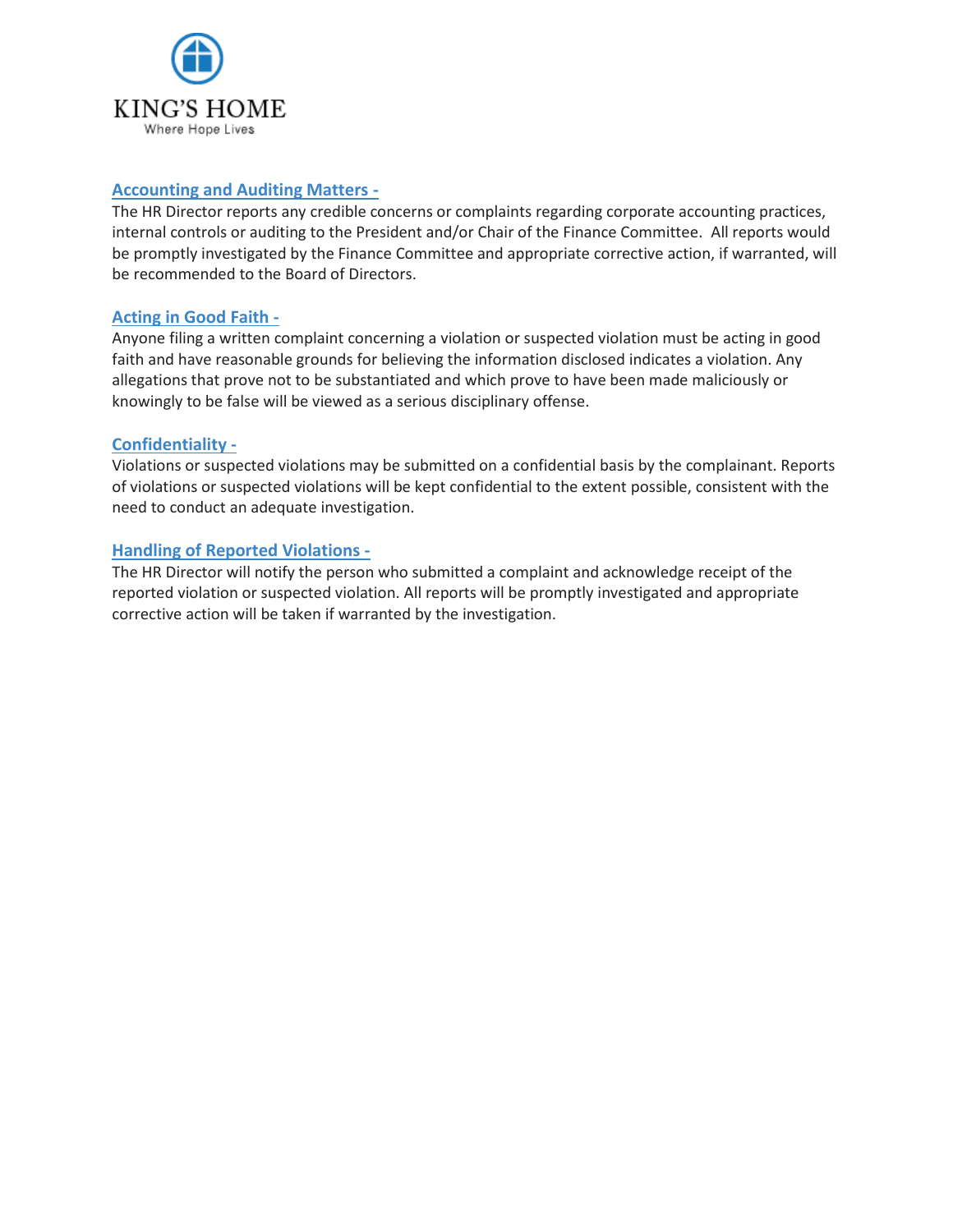KING'S HOME
Where Hope Lives

**Accounting and Auditing Matters -**
The HR Director reports any credible concerns or complaints regarding corporate accounting practices, internal controls or auditing to the President and/or Chair of the Finance Committee. All reports would be promptly investigated by the Finance Committee and appropriate corrective action, if warranted, will be recommended to the Board of Directors.

**Acting in Good Faith -**
Anyone filing a written complaint concerning a violation or suspected violation must be acting in good faith and have reasonable grounds for believing the information disclosed indicates a violation. Any allegations that prove not to be substantiated and which prove to have been made maliciously or knowingly to be false will be viewed as a serious disciplinary offense.

**Confidentiality -**
Violations or suspected violations may be submitted on a confidential basis by the complainant. Reports of violations or suspected violations will be kept confidential to the extent possible, consistent with the need to conduct an adequate investigation.

**Handling of Reported Violations -**
The HR Director will notify the person who submitted a complaint and acknowledge receipt of the reported violation or suspected violation. All reports will be promptly investigated and appropriate corrective action will be taken if warranted by the investigation.